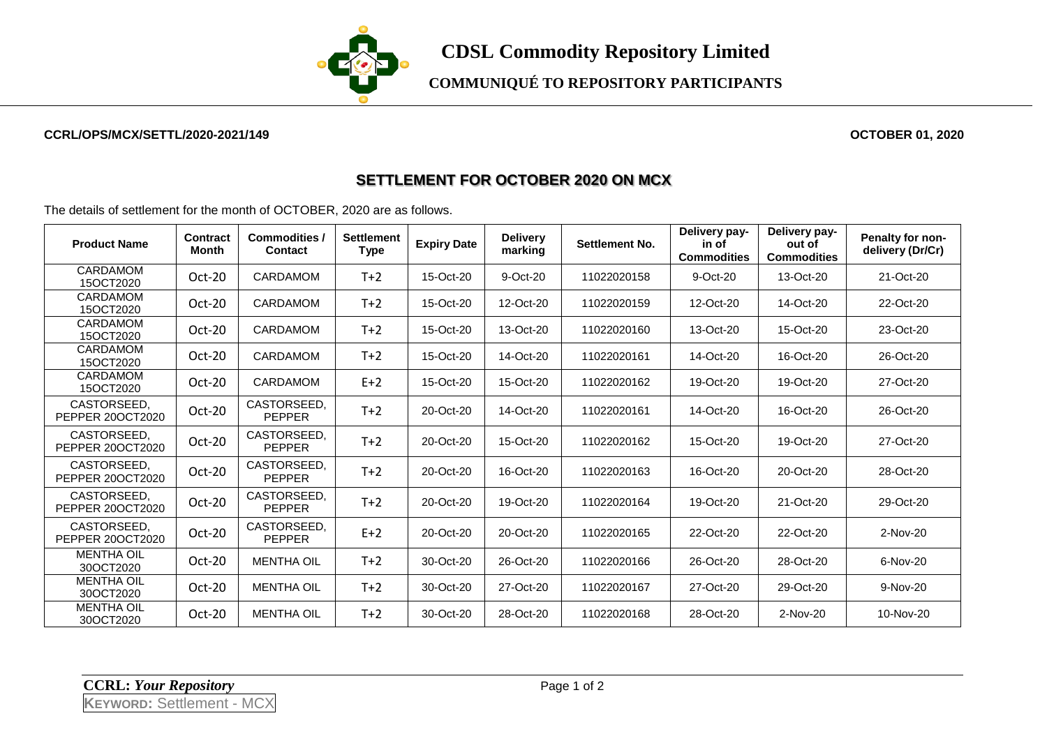# CDSL Commodity Repository Limited

## COMMUNIQUÉ TO REPOSITORY PARTICIPANTS

**CCRL/OPS/MCX/SETTL/2020-2021/149** **OCTOBER 01, 2020**

## SETTLEMENT FOR OCTOBER 2020 ON MCX

The details of settlement for the month of OCTOBER, 2020 are as follows.

| Product Name | Contract Month | Commodities / Contact | Settlement Type | Expiry Date | Delivery marking | Settlement No. | Delivery pay-in of Commodities | Delivery pay-out of Commodities | Penalty for non-delivery (Dr/Cr) |
|---|---|---|---|---|---|---|---|---|---|
| CARDAMOM 15OCT2020 | Oct-20 | CARDAMOM | T+2 | 15-Oct-20 | 9-Oct-20 | 11022020158 | 9-Oct-20 | 13-Oct-20 | 21-Oct-20 |
| CARDAMOM 15OCT2020 | Oct-20 | CARDAMOM | T+2 | 15-Oct-20 | 12-Oct-20 | 11022020159 | 12-Oct-20 | 14-Oct-20 | 22-Oct-20 |
| CARDAMOM 15OCT2020 | Oct-20 | CARDAMOM | T+2 | 15-Oct-20 | 13-Oct-20 | 11022020160 | 13-Oct-20 | 15-Oct-20 | 23-Oct-20 |
| CARDAMOM 15OCT2020 | Oct-20 | CARDAMOM | T+2 | 15-Oct-20 | 14-Oct-20 | 11022020161 | 14-Oct-20 | 16-Oct-20 | 26-Oct-20 |
| CARDAMOM 15OCT2020 | Oct-20 | CARDAMOM | E+2 | 15-Oct-20 | 15-Oct-20 | 11022020162 | 19-Oct-20 | 19-Oct-20 | 27-Oct-20 |
| CASTORSEED, PEPPER 20OCT2020 | Oct-20 | CASTORSEED, PEPPER | T+2 | 20-Oct-20 | 14-Oct-20 | 11022020161 | 14-Oct-20 | 16-Oct-20 | 26-Oct-20 |
| CASTORSEED, PEPPER 20OCT2020 | Oct-20 | CASTORSEED, PEPPER | T+2 | 20-Oct-20 | 15-Oct-20 | 11022020162 | 15-Oct-20 | 19-Oct-20 | 27-Oct-20 |
| CASTORSEED, PEPPER 20OCT2020 | Oct-20 | CASTORSEED, PEPPER | T+2 | 20-Oct-20 | 16-Oct-20 | 11022020163 | 16-Oct-20 | 20-Oct-20 | 28-Oct-20 |
| CASTORSEED, PEPPER 20OCT2020 | Oct-20 | CASTORSEED, PEPPER | T+2 | 20-Oct-20 | 19-Oct-20 | 11022020164 | 19-Oct-20 | 21-Oct-20 | 29-Oct-20 |
| CASTORSEED, PEPPER 20OCT2020 | Oct-20 | CASTORSEED, PEPPER | E+2 | 20-Oct-20 | 20-Oct-20 | 11022020165 | 22-Oct-20 | 22-Oct-20 | 2-Nov-20 |
| MENTHA OIL 30OCT2020 | Oct-20 | MENTHA OIL | T+2 | 30-Oct-20 | 26-Oct-20 | 11022020166 | 26-Oct-20 | 28-Oct-20 | 6-Nov-20 |
| MENTHA OIL 30OCT2020 | Oct-20 | MENTHA OIL | T+2 | 30-Oct-20 | 27-Oct-20 | 11022020167 | 27-Oct-20 | 29-Oct-20 | 9-Nov-20 |
| MENTHA OIL 30OCT2020 | Oct-20 | MENTHA OIL | T+2 | 30-Oct-20 | 28-Oct-20 | 11022020168 | 28-Oct-20 | 2-Nov-20 | 10-Nov-20 |

**CCRL:** ***Your Repository***

**KEYWORD:** Settlement - MCX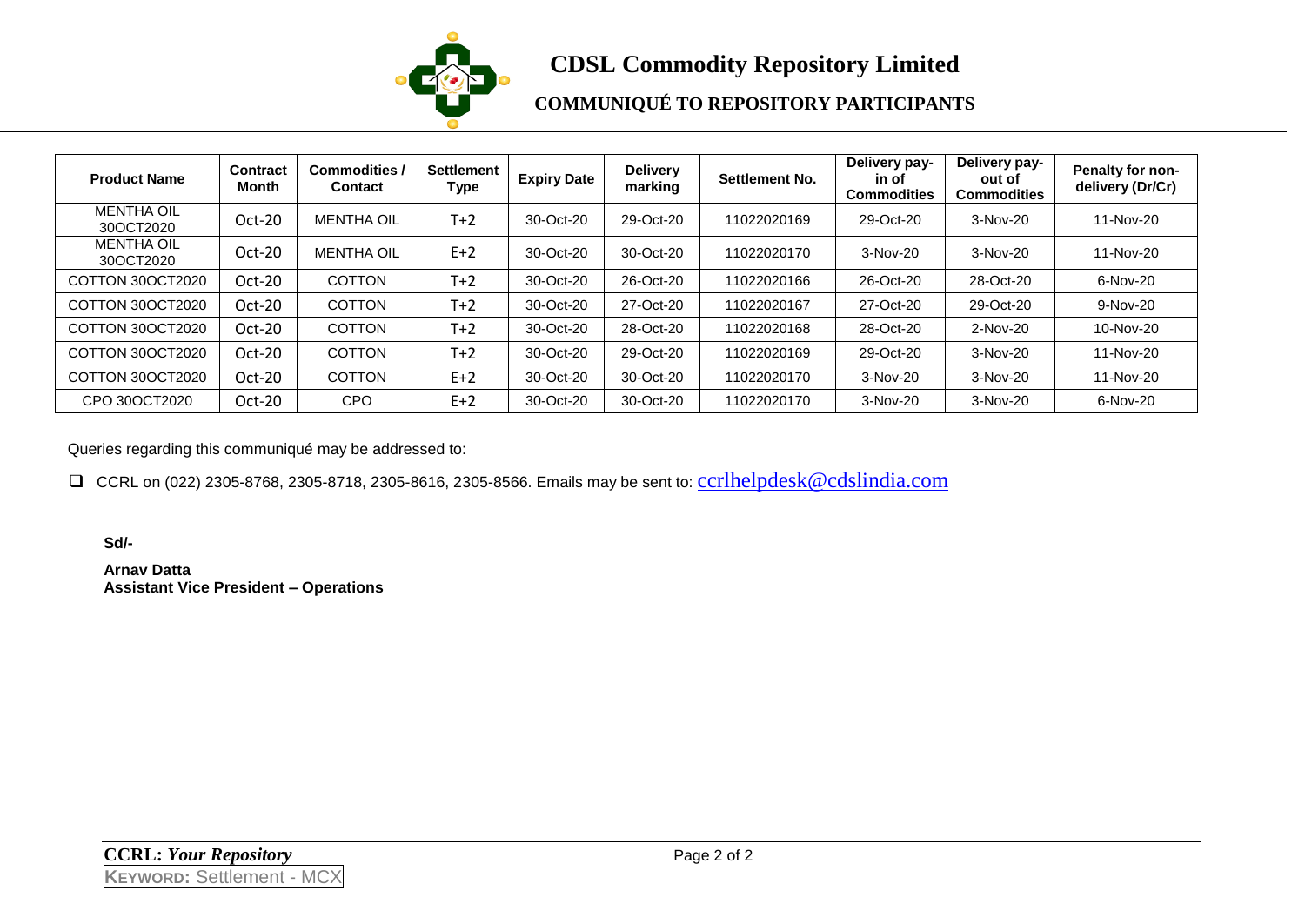# CDSL Commodity Repository Limited

## COMMUNIQUÉ TO REPOSITORY PARTICIPANTS

| Product Name | Contract Month | Commodities / Contact | Settlement Type | Expiry Date | Delivery marking | Settlement No. | Delivery pay-in of Commodities | Delivery pay-out of Commodities | Penalty for non-delivery (Dr/Cr) |
|---|---|---|---|---|---|---|---|---|---|
| MENTHA OIL 30OCT2020 | Oct-20 | MENTHA OIL | T+2 | 30-Oct-20 | 29-Oct-20 | 11022020169 | 29-Oct-20 | 3-Nov-20 | 11-Nov-20 |
| MENTHA OIL 30OCT2020 | Oct-20 | MENTHA OIL | E+2 | 30-Oct-20 | 30-Oct-20 | 11022020170 | 3-Nov-20 | 3-Nov-20 | 11-Nov-20 |
| COTTON 30OCT2020 | Oct-20 | COTTON | T+2 | 30-Oct-20 | 26-Oct-20 | 11022020166 | 26-Oct-20 | 28-Oct-20 | 6-Nov-20 |
| COTTON 30OCT2020 | Oct-20 | COTTON | T+2 | 30-Oct-20 | 27-Oct-20 | 11022020167 | 27-Oct-20 | 29-Oct-20 | 9-Nov-20 |
| COTTON 30OCT2020 | Oct-20 | COTTON | T+2 | 30-Oct-20 | 28-Oct-20 | 11022020168 | 28-Oct-20 | 2-Nov-20 | 10-Nov-20 |
| COTTON 30OCT2020 | Oct-20 | COTTON | T+2 | 30-Oct-20 | 29-Oct-20 | 11022020169 | 29-Oct-20 | 3-Nov-20 | 11-Nov-20 |
| COTTON 30OCT2020 | Oct-20 | COTTON | E+2 | 30-Oct-20 | 30-Oct-20 | 11022020170 | 3-Nov-20 | 3-Nov-20 | 11-Nov-20 |
| CPO 30OCT2020 | Oct-20 | CPO | E+2 | 30-Oct-20 | 30-Oct-20 | 11022020170 | 3-Nov-20 | 3-Nov-20 | 6-Nov-20 |

Queries regarding this communiqué may be addressed to:

- CCRL on (022) 2305-8768, 2305-8718, 2305-8616, 2305-8566. Emails may be sent to: ccrlhelpdesk@cdslindia.com

**Sd/-**

**Arnav Datta**
**Assistant Vice President – Operations**

**CCRL:** ***Your Repository***

**KEYWORD:** Settlement - MCX